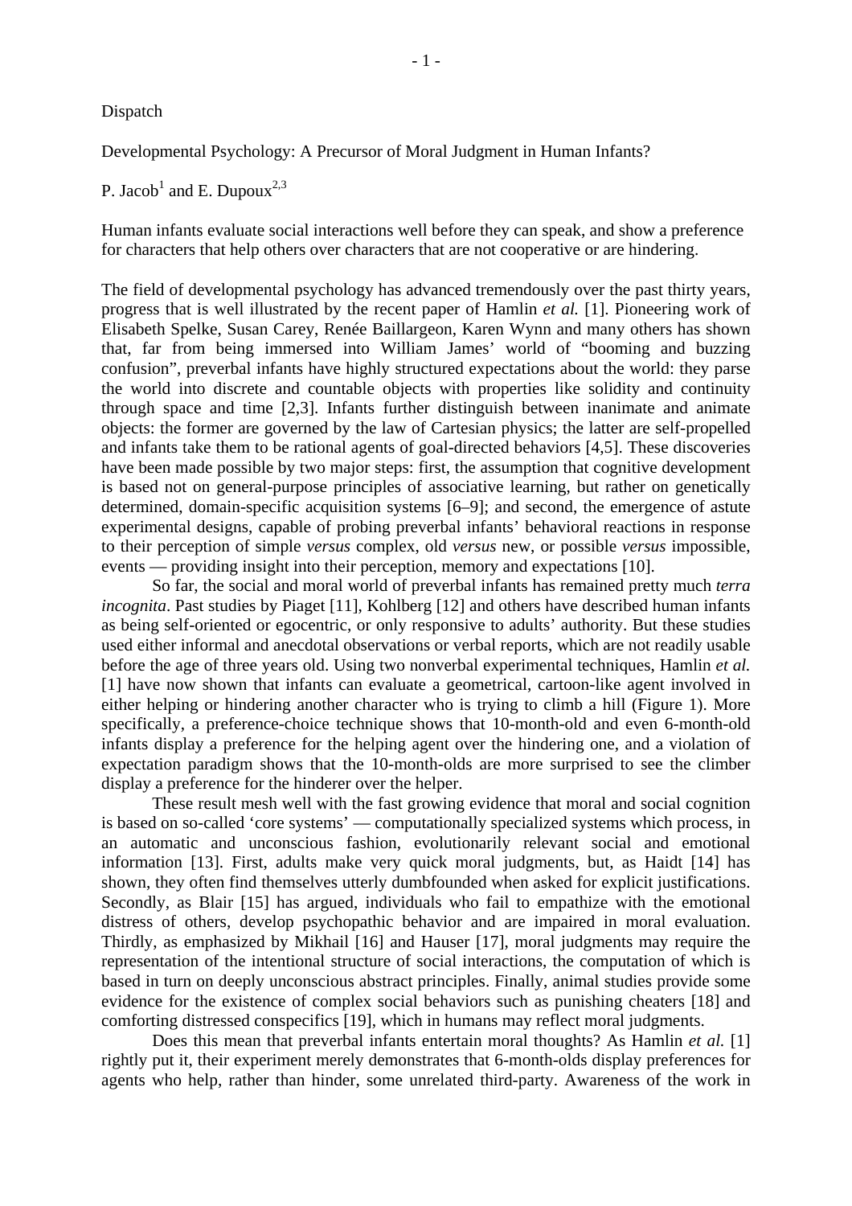Dispatch

# Developmental Psychology: A Precursor of Moral Judgment in Human Infants?

P. Jacob[1] and E. Dupoux[2,3]

Human infants evaluate social interactions well before they can speak, and show a preference for characters that help others over characters that are not cooperative or are hindering.

The field of developmental psychology has advanced tremendously over the past thirty years, progress that is well illustrated by the recent paper of Hamlin *et al.* [1]. Pioneering work of Elisabeth Spelke, Susan Carey, Renée Baillargeon, Karen Wynn and many others has shown that, far from being immersed into William James' world of "booming and buzzing confusion", preverbal infants have highly structured expectations about the world: they parse the world into discrete and countable objects with properties like solidity and continuity through space and time [2,3]. Infants further distinguish between inanimate and animate objects: the former are governed by the law of Cartesian physics; the latter are self-propelled and infants take them to be rational agents of goal-directed behaviors [4,5]. These discoveries have been made possible by two major steps: first, the assumption that cognitive development is based not on general-purpose principles of associative learning, but rather on genetically determined, domain-specific acquisition systems [6–9]; and second, the emergence of astute experimental designs, capable of probing preverbal infants' behavioral reactions in response to their perception of simple *versus* complex, old *versus* new, or possible *versus* impossible, events — providing insight into their perception, memory and expectations [10].

So far, the social and moral world of preverbal infants has remained pretty much *terra incognita*. Past studies by Piaget [11], Kohlberg [12] and others have described human infants as being self-oriented or egocentric, or only responsive to adults' authority. But these studies used either informal and anecdotal observations or verbal reports, which are not readily usable before the age of three years old. Using two nonverbal experimental techniques, Hamlin *et al.* [1] have now shown that infants can evaluate a geometrical, cartoon-like agent involved in either helping or hindering another character who is trying to climb a hill (Figure 1). More specifically, a preference-choice technique shows that 10-month-old and even 6-month-old infants display a preference for the helping agent over the hindering one, and a violation of expectation paradigm shows that the 10-month-olds are more surprised to see the climber display a preference for the hinderer over the helper.

These result mesh well with the fast growing evidence that moral and social cognition is based on so-called 'core systems' — computationally specialized systems which process, in an automatic and unconscious fashion, evolutionarily relevant social and emotional information [13]. First, adults make very quick moral judgments, but, as Haidt [14] has shown, they often find themselves utterly dumbfounded when asked for explicit justifications. Secondly, as Blair [15] has argued, individuals who fail to empathize with the emotional distress of others, develop psychopathic behavior and are impaired in moral evaluation. Thirdly, as emphasized by Mikhail [16] and Hauser [17], moral judgments may require the representation of the intentional structure of social interactions, the computation of which is based in turn on deeply unconscious abstract principles. Finally, animal studies provide some evidence for the existence of complex social behaviors such as punishing cheaters [18] and comforting distressed conspecifics [19], which in humans may reflect moral judgments.

Does this mean that preverbal infants entertain moral thoughts? As Hamlin *et al.* [1] rightly put it, their experiment merely demonstrates that 6-month-olds display preferences for agents who help, rather than hinder, some unrelated third-party. Awareness of the work in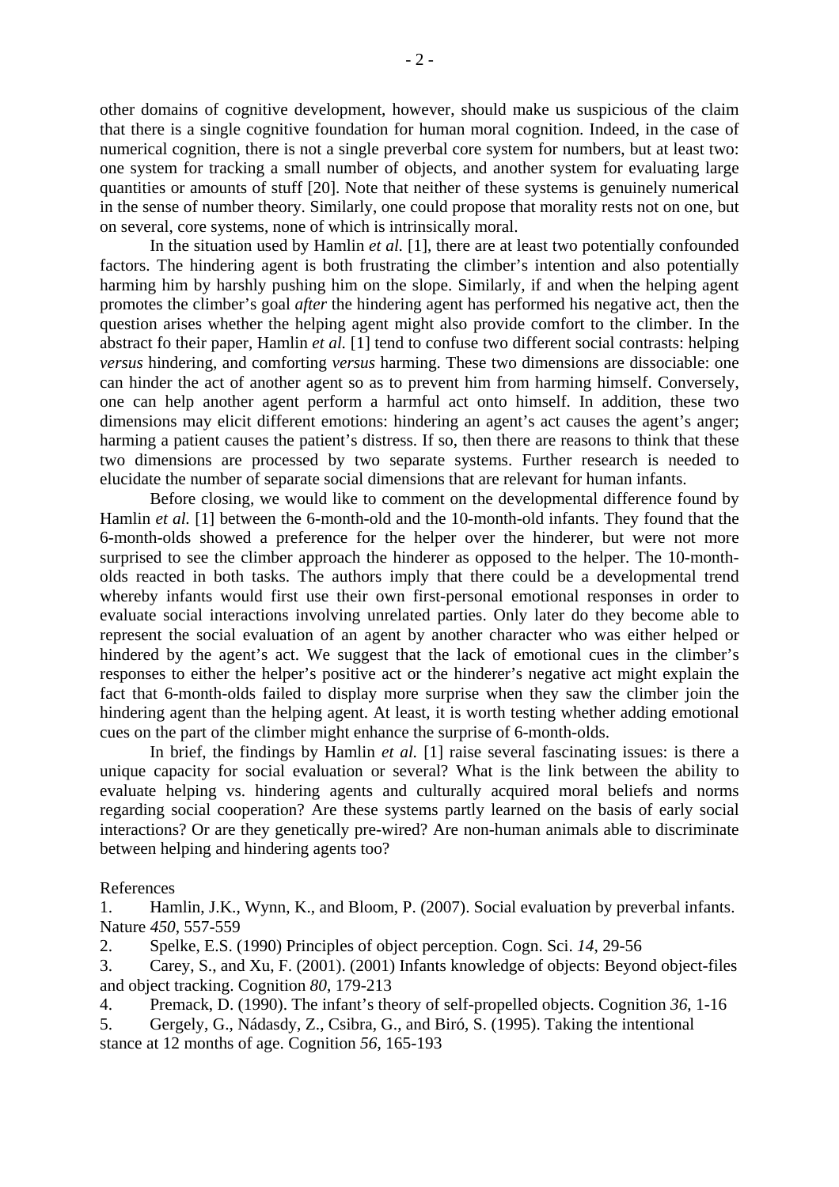other domains of cognitive development, however, should make us suspicious of the claim that there is a single cognitive foundation for human moral cognition. Indeed, in the case of numerical cognition, there is not a single preverbal core system for numbers, but at least two: one system for tracking a small number of objects, and another system for evaluating large quantities or amounts of stuff [20]. Note that neither of these systems is genuinely numerical in the sense of number theory. Similarly, one could propose that morality rests not on one, but on several, core systems, none of which is intrinsically moral.

In the situation used by Hamlin *et al.* [1], there are at least two potentially confounded factors. The hindering agent is both frustrating the climber's intention and also potentially harming him by harshly pushing him on the slope. Similarly, if and when the helping agent promotes the climber's goal *after* the hindering agent has performed his negative act, then the question arises whether the helping agent might also provide comfort to the climber. In the abstract fo their paper, Hamlin *et al.* [1] tend to confuse two different social contrasts: helping *versus* hindering, and comforting *versus* harming. These two dimensions are dissociable: one can hinder the act of another agent so as to prevent him from harming himself. Conversely, one can help another agent perform a harmful act onto himself. In addition, these two dimensions may elicit different emotions: hindering an agent's act causes the agent's anger; harming a patient causes the patient's distress. If so, then there are reasons to think that these two dimensions are processed by two separate systems. Further research is needed to elucidate the number of separate social dimensions that are relevant for human infants.

Before closing, we would like to comment on the developmental difference found by Hamlin *et al.* [1] between the 6-month-old and the 10-month-old infants. They found that the 6-month-olds showed a preference for the helper over the hinderer, but were not more surprised to see the climber approach the hinderer as opposed to the helper. The 10-month-olds reacted in both tasks. The authors imply that there could be a developmental trend whereby infants would first use their own first-personal emotional responses in order to evaluate social interactions involving unrelated parties. Only later do they become able to represent the social evaluation of an agent by another character who was either helped or hindered by the agent's act. We suggest that the lack of emotional cues in the climber's responses to either the helper's positive act or the hinderer's negative act might explain the fact that 6-month-olds failed to display more surprise when they saw the climber join the hindering agent than the helping agent. At least, it is worth testing whether adding emotional cues on the part of the climber might enhance the surprise of 6-month-olds.

In brief, the findings by Hamlin *et al.* [1] raise several fascinating issues: is there a unique capacity for social evaluation or several? What is the link between the ability to evaluate helping vs. hindering agents and culturally acquired moral beliefs and norms regarding social cooperation? Are these systems partly learned on the basis of early social interactions? Or are they genetically pre-wired? Are non-human animals able to discriminate between helping and hindering agents too?

References

1. Hamlin, J.K., Wynn, K., and Bloom, P. (2007). Social evaluation by preverbal infants. Nature *450*, 557-559
2. Spelke, E.S. (1990) Principles of object perception. Cogn. Sci. *14*, 29-56
3. Carey, S., and Xu, F. (2001). (2001) Infants knowledge of objects: Beyond object-files and object tracking. Cognition *80*, 179-213
4. Premack, D. (1990). The infant's theory of self-propelled objects. Cognition *36*, 1-16
5. Gergely, G., Nádasdy, Z., Csibra, G., and Biró, S. (1995). Taking the intentional stance at 12 months of age. Cognition *56*, 165-193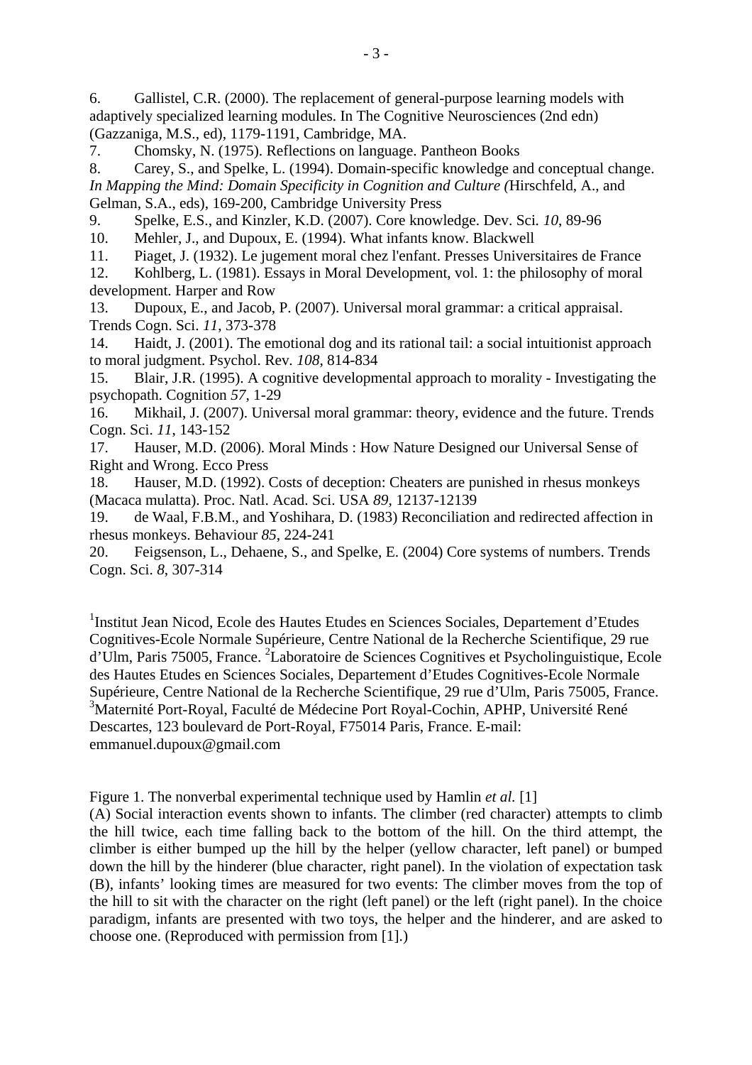6. Gallistel, C.R. (2000). The replacement of general-purpose learning models with adaptively specialized learning modules. In The Cognitive Neurosciences (2nd edn) (Gazzaniga, M.S., ed), 1179-1191, Cambridge, MA.
7. Chomsky, N. (1975). Reflections on language. Pantheon Books
8. Carey, S., and Spelke, L. (1994). Domain-specific knowledge and conceptual change. *In Mapping the Mind: Domain Specificity in Cognition and Culture (*Hirschfeld, A., and Gelman, S.A., eds), 169-200, Cambridge University Press
9. Spelke, E.S., and Kinzler, K.D. (2007). Core knowledge. Dev. Sci. *10*, 89-96
10. Mehler, J., and Dupoux, E. (1994). What infants know. Blackwell
11. Piaget, J. (1932). Le jugement moral chez l'enfant. Presses Universitaires de France
12. Kohlberg, L. (1981). Essays in Moral Development, vol. 1: the philosophy of moral development. Harper and Row
13. Dupoux, E., and Jacob, P. (2007). Universal moral grammar: a critical appraisal. Trends Cogn. Sci. *11*, 373-378
14. Haidt, J. (2001). The emotional dog and its rational tail: a social intuitionist approach to moral judgment. Psychol. Rev. *108*, 814-834
15. Blair, J.R. (1995). A cognitive developmental approach to morality - Investigating the psychopath. Cognition *57*, 1-29
16. Mikhail, J. (2007). Universal moral grammar: theory, evidence and the future. Trends Cogn. Sci. *11*, 143-152
17. Hauser, M.D. (2006). Moral Minds : How Nature Designed our Universal Sense of Right and Wrong. Ecco Press
18. Hauser, M.D. (1992). Costs of deception: Cheaters are punished in rhesus monkeys (Macaca mulatta). Proc. Natl. Acad. Sci. USA *89*, 12137-12139
19. de Waal, F.B.M., and Yoshihara, D. (1983) Reconciliation and redirected affection in rhesus monkeys. Behaviour *85*, 224-241
20. Feigsenson, L., Dehaene, S., and Spelke, E. (2004) Core systems of numbers. Trends Cogn. Sci. *8*, 307-314

[1]Institut Jean Nicod, Ecole des Hautes Etudes en Sciences Sociales, Departement d'Etudes Cognitives-Ecole Normale Supérieure, Centre National de la Recherche Scientifique, 29 rue d'Ulm, Paris 75005, France. [2]Laboratoire de Sciences Cognitives et Psycholinguistique, Ecole des Hautes Etudes en Sciences Sociales, Departement d'Etudes Cognitives-Ecole Normale Supérieure, Centre National de la Recherche Scientifique, 29 rue d'Ulm, Paris 75005, France. [3]Maternité Port-Royal, Faculté de Médecine Port Royal-Cochin, APHP, Université René Descartes, 123 boulevard de Port-Royal, F75014 Paris, France. E-mail: emmanuel.dupoux@gmail.com

Figure 1. The nonverbal experimental technique used by Hamlin *et al.* [1]
(A) Social interaction events shown to infants. The climber (red character) attempts to climb the hill twice, each time falling back to the bottom of the hill. On the third attempt, the climber is either bumped up the hill by the helper (yellow character, left panel) or bumped down the hill by the hinderer (blue character, right panel). In the violation of expectation task (B), infants' looking times are measured for two events: The climber moves from the top of the hill to sit with the character on the right (left panel) or the left (right panel). In the choice paradigm, infants are presented with two toys, the helper and the hinderer, and are asked to choose one. (Reproduced with permission from [1].)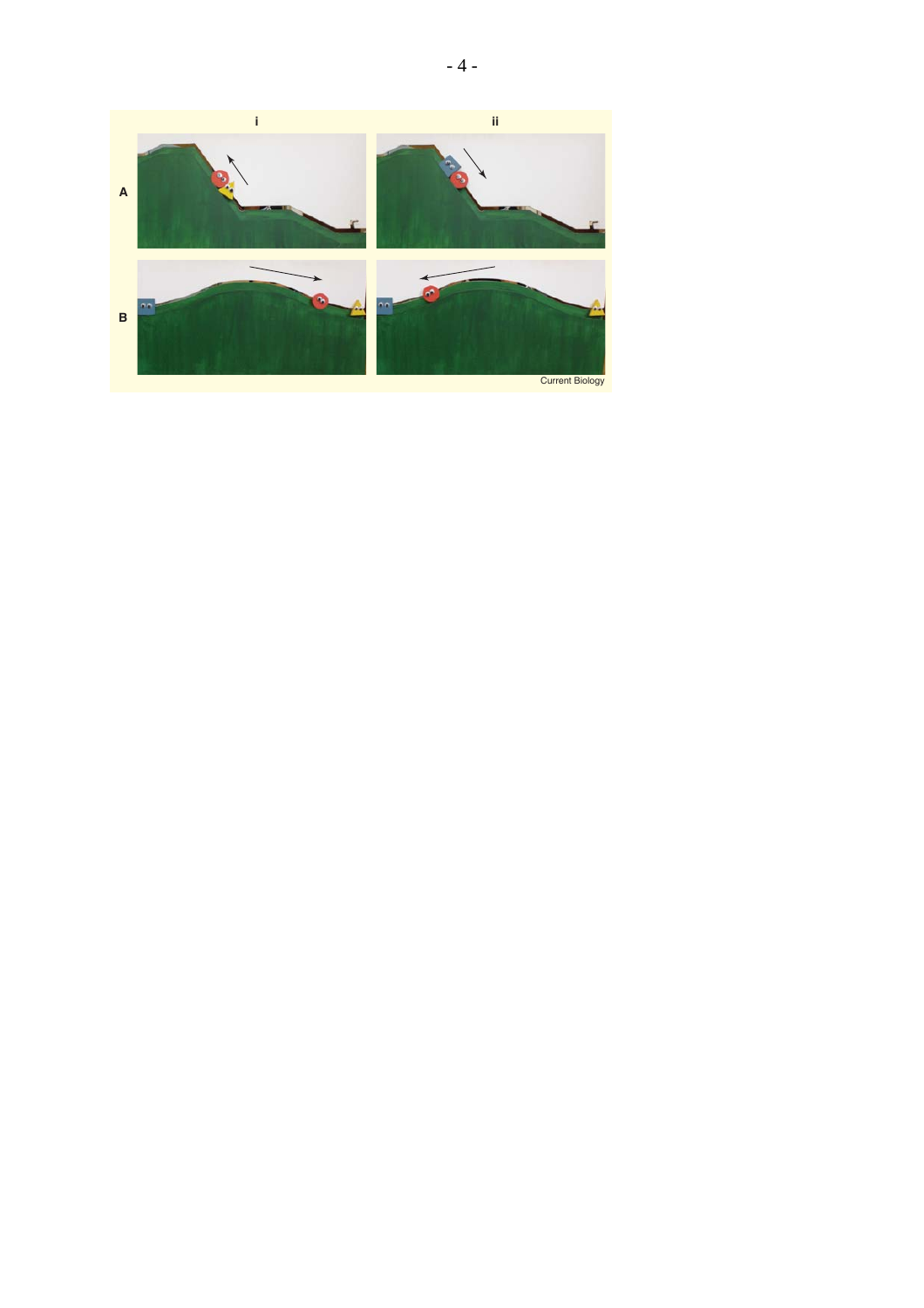i

ii

A

B

Current Biology